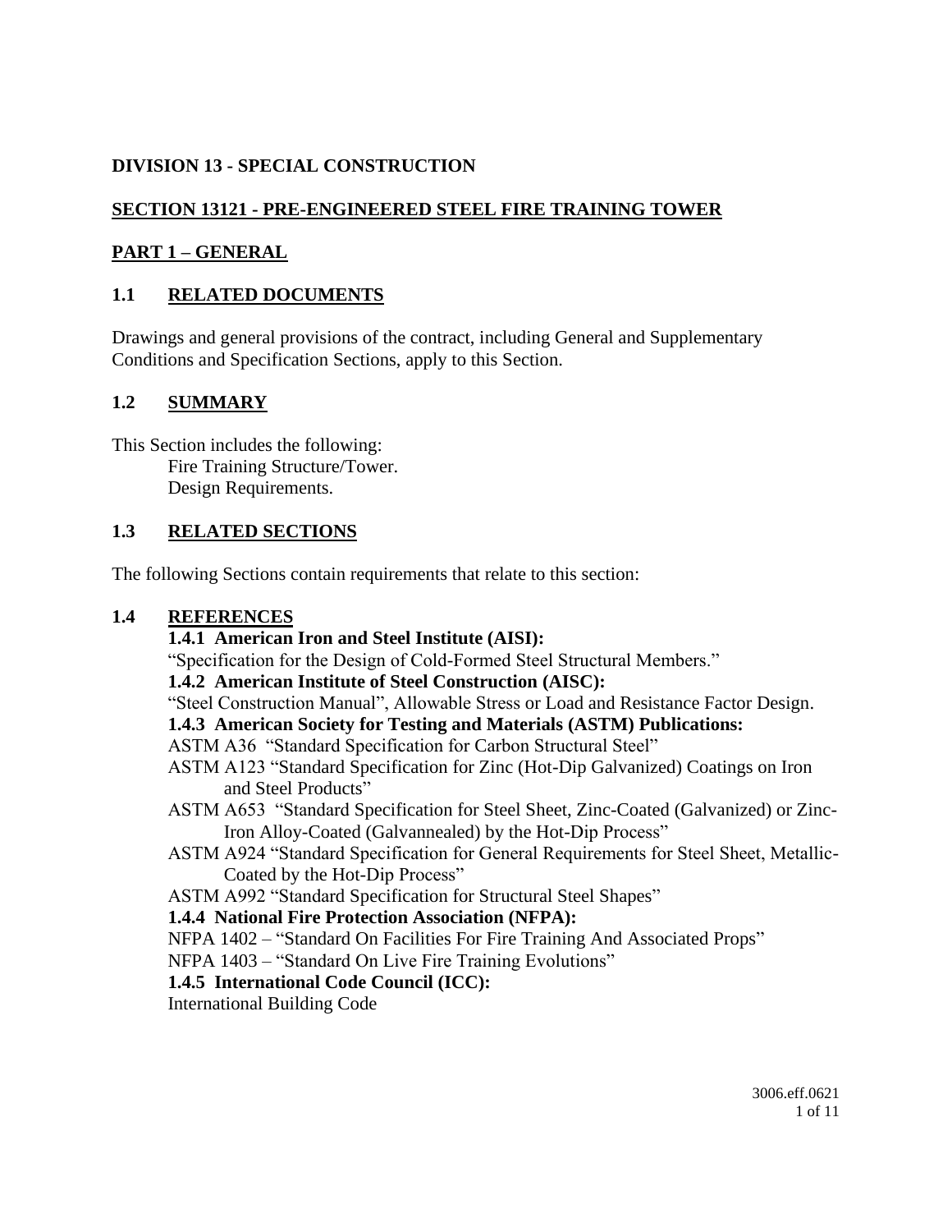# DIVISION 13 - SPECIAL CONSTRUCTION

## SECTION 13121 - PRE-ENGINEERED STEEL FIRE TRAINING TOWER

## PART 1 – GENERAL

### 1.1 RELATED DOCUMENTS

Drawings and general provisions of the contract, including General and Supplementary Conditions and Specification Sections, apply to this Section.

### 1.2 SUMMARY

This Section includes the following:

- Fire Training Structure/Tower.
- Design Requirements.

### 1.3 RELATED SECTIONS

The following Sections contain requirements that relate to this section:

### 1.4 REFERENCES

**1.4.1 American Iron and Steel Institute (AISI):**

"Specification for the Design of Cold-Formed Steel Structural Members."

**1.4.2 American Institute of Steel Construction (AISC):**

"Steel Construction Manual", Allowable Stress or Load and Resistance Factor Design.

**1.4.3 American Society for Testing and Materials (ASTM) Publications:**

ASTM A36 "Standard Specification for Carbon Structural Steel"

ASTM A123 "Standard Specification for Zinc (Hot-Dip Galvanized) Coatings on Iron and Steel Products"

ASTM A653 "Standard Specification for Steel Sheet, Zinc-Coated (Galvanized) or Zinc-Iron Alloy-Coated (Galvannealed) by the Hot-Dip Process"

ASTM A924 "Standard Specification for General Requirements for Steel Sheet, Metallic-Coated by the Hot-Dip Process"

ASTM A992 "Standard Specification for Structural Steel Shapes"

**1.4.4 National Fire Protection Association (NFPA):**

NFPA 1402 – "Standard On Facilities For Fire Training And Associated Props"

NFPA 1403 – "Standard On Live Fire Training Evolutions"

**1.4.5 International Code Council (ICC):**

International Building Code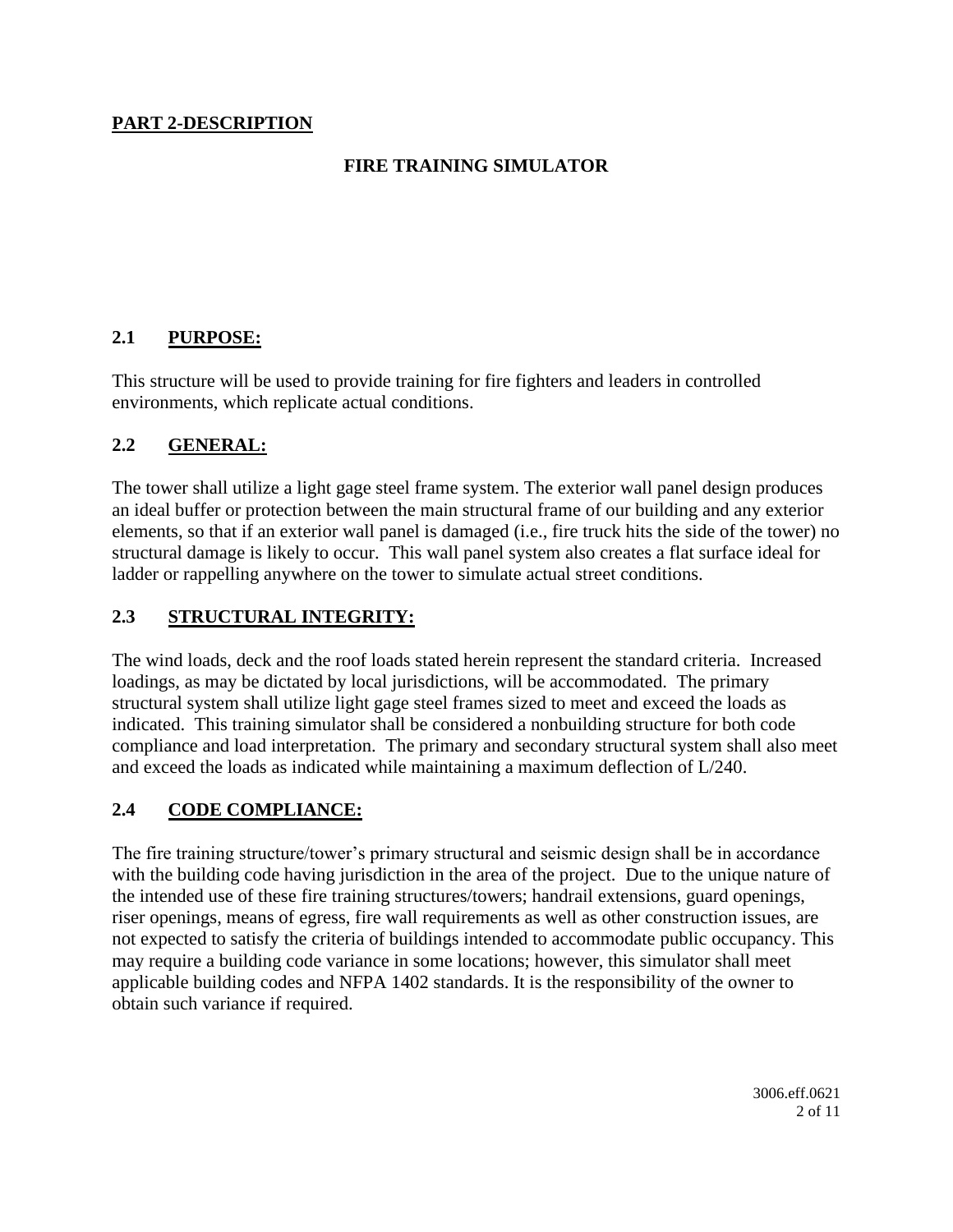## PART 2-DESCRIPTION

### FIRE TRAINING SIMULATOR

### 2.1 PURPOSE:

This structure will be used to provide training for fire fighters and leaders in controlled environments, which replicate actual conditions.

### 2.2 GENERAL:

The tower shall utilize a light gage steel frame system. The exterior wall panel design produces an ideal buffer or protection between the main structural frame of our building and any exterior elements, so that if an exterior wall panel is damaged (i.e., fire truck hits the side of the tower) no structural damage is likely to occur. This wall panel system also creates a flat surface ideal for ladder or rappelling anywhere on the tower to simulate actual street conditions.

### 2.3 STRUCTURAL INTEGRITY:

The wind loads, deck and the roof loads stated herein represent the standard criteria. Increased loadings, as may be dictated by local jurisdictions, will be accommodated. The primary structural system shall utilize light gage steel frames sized to meet and exceed the loads as indicated. This training simulator shall be considered a nonbuilding structure for both code compliance and load interpretation. The primary and secondary structural system shall also meet and exceed the loads as indicated while maintaining a maximum deflection of L/240.

### 2.4 CODE COMPLIANCE:

The fire training structure/tower's primary structural and seismic design shall be in accordance with the building code having jurisdiction in the area of the project. Due to the unique nature of the intended use of these fire training structures/towers; handrail extensions, guard openings, riser openings, means of egress, fire wall requirements as well as other construction issues, are not expected to satisfy the criteria of buildings intended to accommodate public occupancy. This may require a building code variance in some locations; however, this simulator shall meet applicable building codes and NFPA 1402 standards. It is the responsibility of the owner to obtain such variance if required.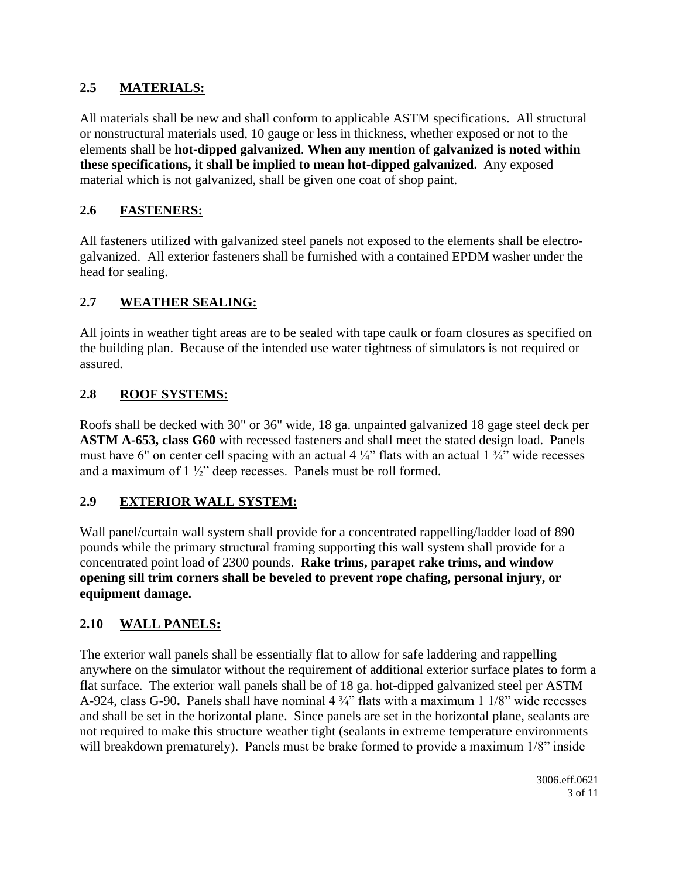## 2.5 MATERIALS:

All materials shall be new and shall conform to applicable ASTM specifications. All structural or nonstructural materials used, 10 gauge or less in thickness, whether exposed or not to the elements shall be **hot-dipped galvanized**. **When any mention of galvanized is noted within these specifications, it shall be implied to mean hot-dipped galvanized.** Any exposed material which is not galvanized, shall be given one coat of shop paint.

## 2.6 FASTENERS:

All fasteners utilized with galvanized steel panels not exposed to the elements shall be electro-galvanized. All exterior fasteners shall be furnished with a contained EPDM washer under the head for sealing.

## 2.7 WEATHER SEALING:

All joints in weather tight areas are to be sealed with tape caulk or foam closures as specified on the building plan. Because of the intended use water tightness of simulators is not required or assured.

## 2.8 ROOF SYSTEMS:

Roofs shall be decked with 30" or 36" wide, 18 ga. unpainted galvanized 18 gage steel deck per **ASTM A-653, class G60** with recessed fasteners and shall meet the stated design load. Panels must have 6" on center cell spacing with an actual 4 ¼" flats with an actual 1 ¾" wide recesses and a maximum of 1 ½" deep recesses. Panels must be roll formed.

## 2.9 EXTERIOR WALL SYSTEM:

Wall panel/curtain wall system shall provide for a concentrated rappelling/ladder load of 890 pounds while the primary structural framing supporting this wall system shall provide for a concentrated point load of 2300 pounds. **Rake trims, parapet rake trims, and window opening sill trim corners shall be beveled to prevent rope chafing, personal injury, or equipment damage.**

## 2.10 WALL PANELS:

The exterior wall panels shall be essentially flat to allow for safe laddering and rappelling anywhere on the simulator without the requirement of additional exterior surface plates to form a flat surface. The exterior wall panels shall be of 18 ga. hot-dipped galvanized steel per ASTM A-924, class G-90**.** Panels shall have nominal 4 ¾" flats with a maximum 1 1/8" wide recesses and shall be set in the horizontal plane. Since panels are set in the horizontal plane, sealants are not required to make this structure weather tight (sealants in extreme temperature environments will breakdown prematurely). Panels must be brake formed to provide a maximum 1/8" inside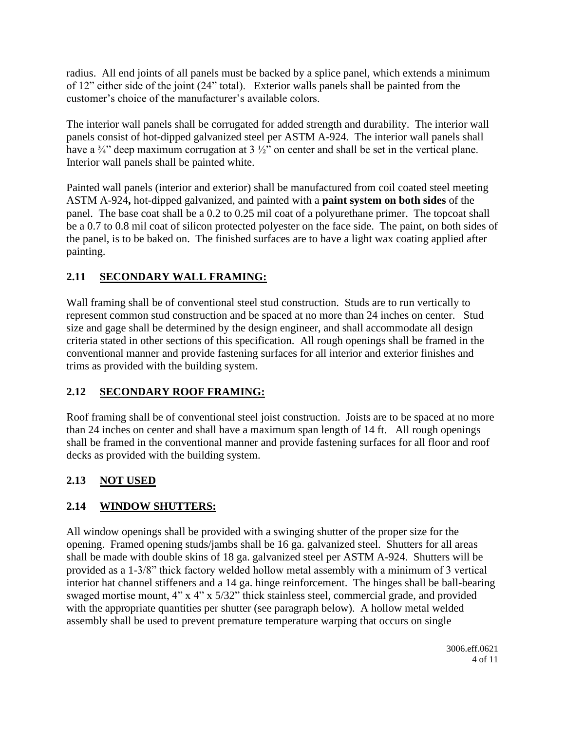radius. All end joints of all panels must be backed by a splice panel, which extends a minimum of 12" either side of the joint (24" total). Exterior walls panels shall be painted from the customer's choice of the manufacturer's available colors.

The interior wall panels shall be corrugated for added strength and durability. The interior wall panels consist of hot-dipped galvanized steel per ASTM A-924. The interior wall panels shall have a ¾" deep maximum corrugation at 3 ½" on center and shall be set in the vertical plane. Interior wall panels shall be painted white.

Painted wall panels (interior and exterior) shall be manufactured from coil coated steel meeting ASTM A-924**,** hot-dipped galvanized, and painted with a **paint system on both sides** of the panel. The base coat shall be a 0.2 to 0.25 mil coat of a polyurethane primer. The topcoat shall be a 0.7 to 0.8 mil coat of silicon protected polyester on the face side. The paint, on both sides of the panel, is to be baked on. The finished surfaces are to have a light wax coating applied after painting.

## 2.11 SECONDARY WALL FRAMING:

Wall framing shall be of conventional steel stud construction. Studs are to run vertically to represent common stud construction and be spaced at no more than 24 inches on center. Stud size and gage shall be determined by the design engineer, and shall accommodate all design criteria stated in other sections of this specification. All rough openings shall be framed in the conventional manner and provide fastening surfaces for all interior and exterior finishes and trims as provided with the building system.

## 2.12 SECONDARY ROOF FRAMING:

Roof framing shall be of conventional steel joist construction. Joists are to be spaced at no more than 24 inches on center and shall have a maximum span length of 14 ft. All rough openings shall be framed in the conventional manner and provide fastening surfaces for all floor and roof decks as provided with the building system.

## 2.13 NOT USED

## 2.14 WINDOW SHUTTERS:

All window openings shall be provided with a swinging shutter of the proper size for the opening. Framed opening studs/jambs shall be 16 ga. galvanized steel. Shutters for all areas shall be made with double skins of 18 ga. galvanized steel per ASTM A-924. Shutters will be provided as a 1-3/8" thick factory welded hollow metal assembly with a minimum of 3 vertical interior hat channel stiffeners and a 14 ga. hinge reinforcement. The hinges shall be ball-bearing swaged mortise mount, 4" x 4" x 5/32" thick stainless steel, commercial grade, and provided with the appropriate quantities per shutter (see paragraph below). A hollow metal welded assembly shall be used to prevent premature temperature warping that occurs on single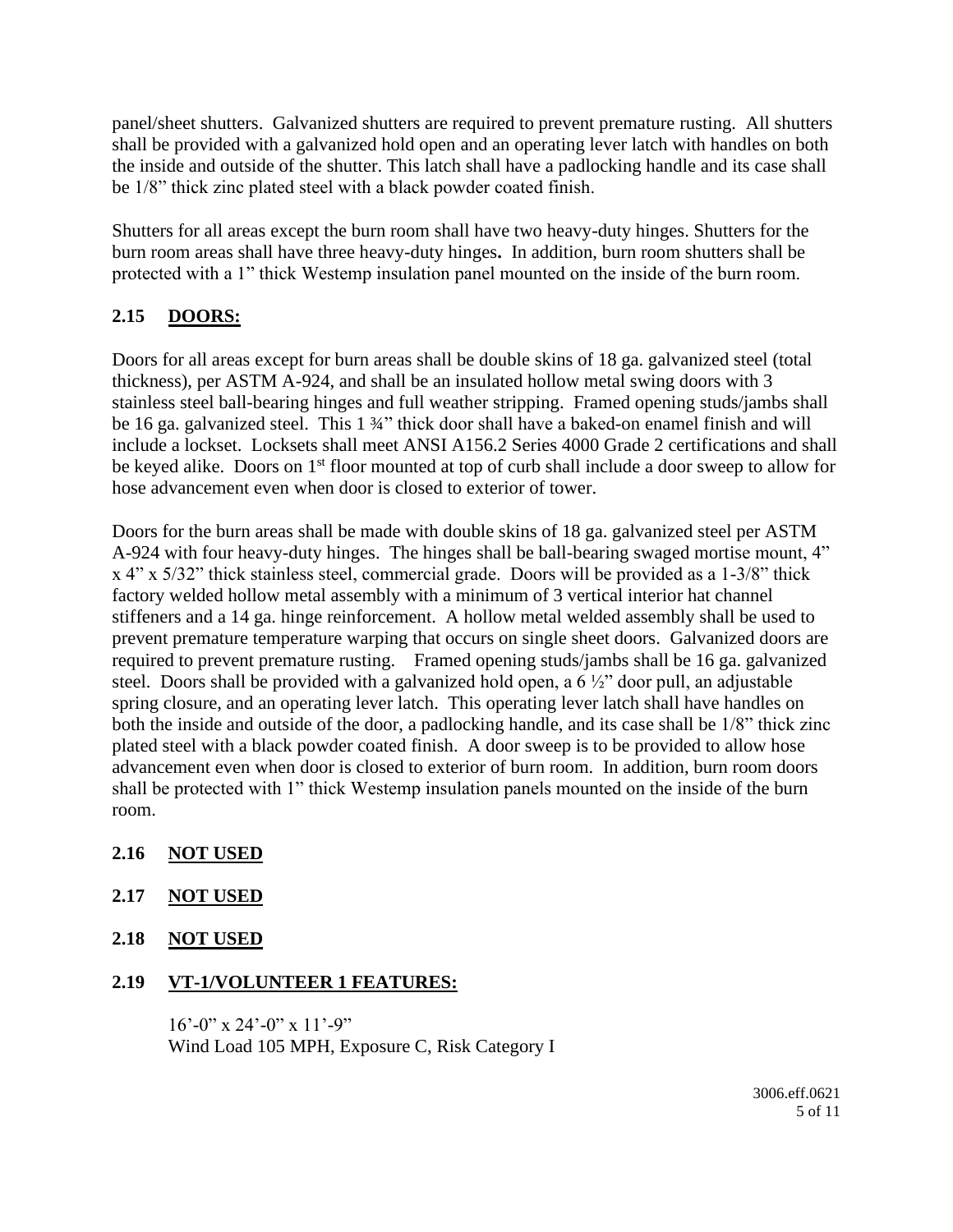panel/sheet shutters. Galvanized shutters are required to prevent premature rusting. All shutters shall be provided with a galvanized hold open and an operating lever latch with handles on both the inside and outside of the shutter. This latch shall have a padlocking handle and its case shall be 1/8" thick zinc plated steel with a black powder coated finish.

Shutters for all areas except the burn room shall have two heavy-duty hinges. Shutters for the burn room areas shall have three heavy-duty hinges**.** In addition, burn room shutters shall be protected with a 1" thick Westemp insulation panel mounted on the inside of the burn room.

## 2.15 DOORS:

Doors for all areas except for burn areas shall be double skins of 18 ga. galvanized steel (total thickness), per ASTM A-924, and shall be an insulated hollow metal swing doors with 3 stainless steel ball-bearing hinges and full weather stripping. Framed opening studs/jambs shall be 16 ga. galvanized steel. This 1 ¾" thick door shall have a baked-on enamel finish and will include a lockset. Locksets shall meet ANSI A156.2 Series 4000 Grade 2 certifications and shall be keyed alike. Doors on 1st floor mounted at top of curb shall include a door sweep to allow for hose advancement even when door is closed to exterior of tower.

Doors for the burn areas shall be made with double skins of 18 ga. galvanized steel per ASTM A-924 with four heavy-duty hinges. The hinges shall be ball-bearing swaged mortise mount, 4" x 4" x 5/32" thick stainless steel, commercial grade. Doors will be provided as a 1-3/8" thick factory welded hollow metal assembly with a minimum of 3 vertical interior hat channel stiffeners and a 14 ga. hinge reinforcement. A hollow metal welded assembly shall be used to prevent premature temperature warping that occurs on single sheet doors. Galvanized doors are required to prevent premature rusting. Framed opening studs/jambs shall be 16 ga. galvanized steel. Doors shall be provided with a galvanized hold open, a 6 ½" door pull, an adjustable spring closure, and an operating lever latch. This operating lever latch shall have handles on both the inside and outside of the door, a padlocking handle, and its case shall be 1/8" thick zinc plated steel with a black powder coated finish. A door sweep is to be provided to allow hose advancement even when door is closed to exterior of burn room. In addition, burn room doors shall be protected with 1" thick Westemp insulation panels mounted on the inside of the burn room.

## 2.16 NOT USED

## 2.17 NOT USED

## 2.18 NOT USED

## 2.19 VT-1/VOLUNTEER 1 FEATURES:

16'-0" x 24'-0" x 11'-9"
Wind Load 105 MPH, Exposure C, Risk Category I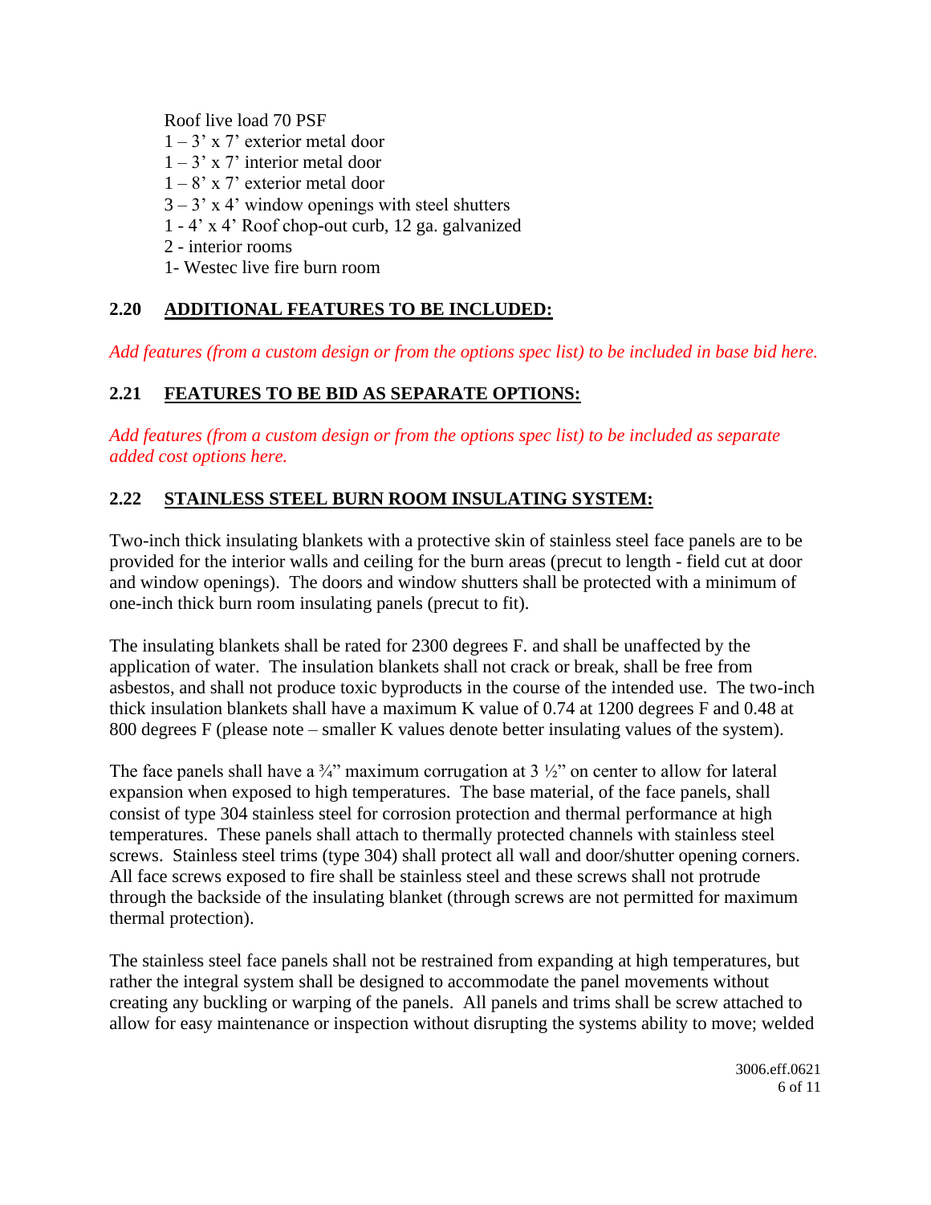Roof live load 70 PSF
1 – 3' x 7' exterior metal door
1 – 3' x 7' interior metal door
1 – 8' x 7' exterior metal door
3 – 3' x 4' window openings with steel shutters
1 - 4' x 4' Roof chop-out curb, 12 ga. galvanized
2 - interior rooms
1- Westec live fire burn room

## 2.20 ADDITIONAL FEATURES TO BE INCLUDED:

*Add features (from a custom design or from the options spec list) to be included in base bid here.*

## 2.21 FEATURES TO BE BID AS SEPARATE OPTIONS:

*Add features (from a custom design or from the options spec list) to be included as separate added cost options here.*

## 2.22 STAINLESS STEEL BURN ROOM INSULATING SYSTEM:

Two-inch thick insulating blankets with a protective skin of stainless steel face panels are to be provided for the interior walls and ceiling for the burn areas (precut to length - field cut at door and window openings). The doors and window shutters shall be protected with a minimum of one-inch thick burn room insulating panels (precut to fit).

The insulating blankets shall be rated for 2300 degrees F. and shall be unaffected by the application of water. The insulation blankets shall not crack or break, shall be free from asbestos, and shall not produce toxic byproducts in the course of the intended use. The two-inch thick insulation blankets shall have a maximum K value of 0.74 at 1200 degrees F and 0.48 at 800 degrees F (please note – smaller K values denote better insulating values of the system).

The face panels shall have a ¾" maximum corrugation at 3 ½" on center to allow for lateral expansion when exposed to high temperatures. The base material, of the face panels, shall consist of type 304 stainless steel for corrosion protection and thermal performance at high temperatures. These panels shall attach to thermally protected channels with stainless steel screws. Stainless steel trims (type 304) shall protect all wall and door/shutter opening corners. All face screws exposed to fire shall be stainless steel and these screws shall not protrude through the backside of the insulating blanket (through screws are not permitted for maximum thermal protection).

The stainless steel face panels shall not be restrained from expanding at high temperatures, but rather the integral system shall be designed to accommodate the panel movements without creating any buckling or warping of the panels. All panels and trims shall be screw attached to allow for easy maintenance or inspection without disrupting the systems ability to move; welded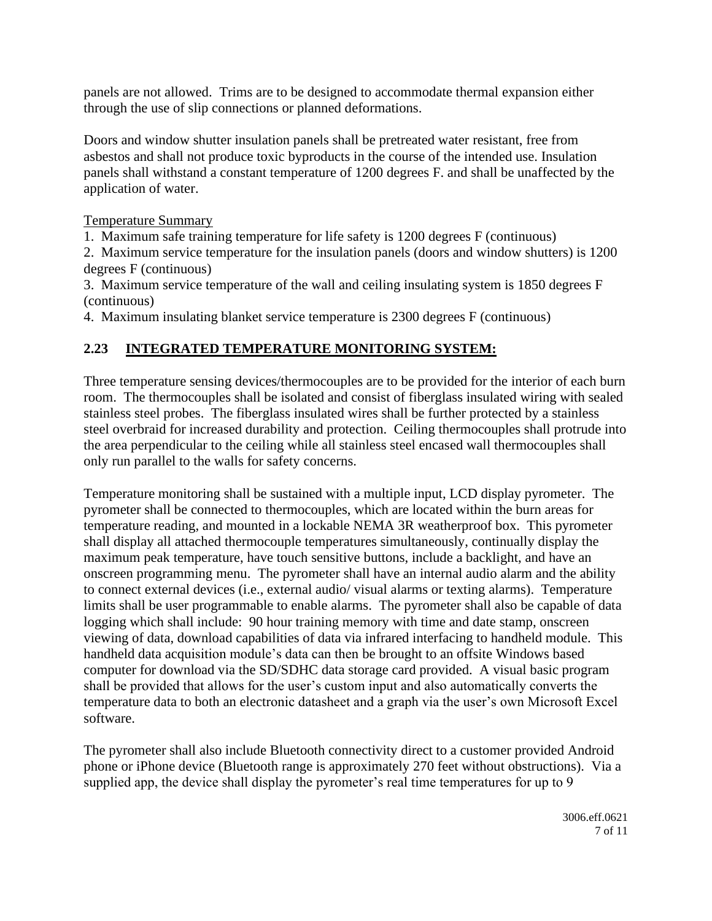panels are not allowed. Trims are to be designed to accommodate thermal expansion either through the use of slip connections or planned deformations.

Doors and window shutter insulation panels shall be pretreated water resistant, free from asbestos and shall not produce toxic byproducts in the course of the intended use. Insulation panels shall withstand a constant temperature of 1200 degrees F. and shall be unaffected by the application of water.

Temperature Summary

1. Maximum safe training temperature for life safety is 1200 degrees F (continuous)
2. Maximum service temperature for the insulation panels (doors and window shutters) is 1200 degrees F (continuous)
3. Maximum service temperature of the wall and ceiling insulating system is 1850 degrees F (continuous)
4. Maximum insulating blanket service temperature is 2300 degrees F (continuous)

## 2.23 INTEGRATED TEMPERATURE MONITORING SYSTEM:

Three temperature sensing devices/thermocouples are to be provided for the interior of each burn room. The thermocouples shall be isolated and consist of fiberglass insulated wiring with sealed stainless steel probes. The fiberglass insulated wires shall be further protected by a stainless steel overbraid for increased durability and protection. Ceiling thermocouples shall protrude into the area perpendicular to the ceiling while all stainless steel encased wall thermocouples shall only run parallel to the walls for safety concerns.

Temperature monitoring shall be sustained with a multiple input, LCD display pyrometer. The pyrometer shall be connected to thermocouples, which are located within the burn areas for temperature reading, and mounted in a lockable NEMA 3R weatherproof box. This pyrometer shall display all attached thermocouple temperatures simultaneously, continually display the maximum peak temperature, have touch sensitive buttons, include a backlight, and have an onscreen programming menu. The pyrometer shall have an internal audio alarm and the ability to connect external devices (i.e., external audio/ visual alarms or texting alarms). Temperature limits shall be user programmable to enable alarms. The pyrometer shall also be capable of data logging which shall include: 90 hour training memory with time and date stamp, onscreen viewing of data, download capabilities of data via infrared interfacing to handheld module. This handheld data acquisition module's data can then be brought to an offsite Windows based computer for download via the SD/SDHC data storage card provided. A visual basic program shall be provided that allows for the user's custom input and also automatically converts the temperature data to both an electronic datasheet and a graph via the user's own Microsoft Excel software.

The pyrometer shall also include Bluetooth connectivity direct to a customer provided Android phone or iPhone device (Bluetooth range is approximately 270 feet without obstructions). Via a supplied app, the device shall display the pyrometer's real time temperatures for up to 9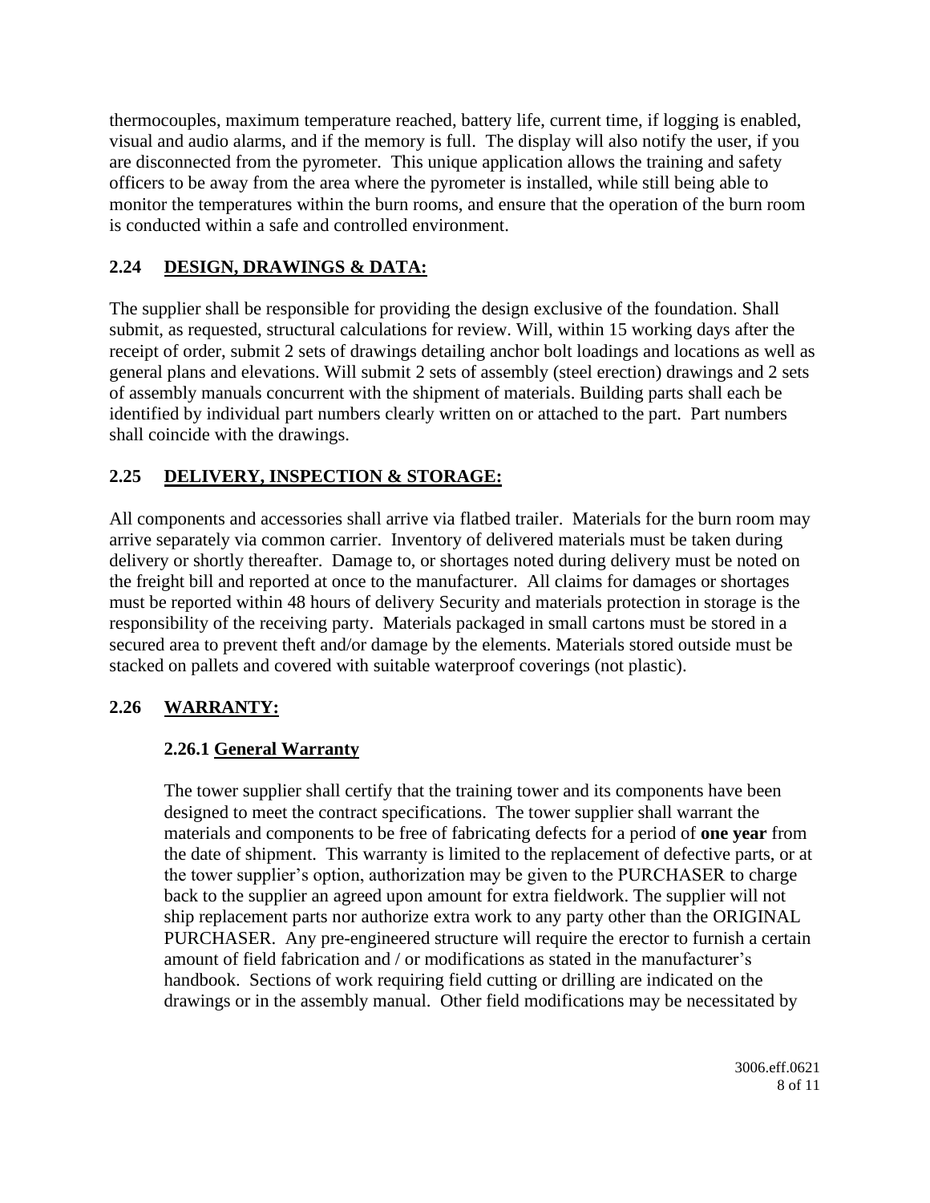thermocouples, maximum temperature reached, battery life, current time, if logging is enabled, visual and audio alarms, and if the memory is full. The display will also notify the user, if you are disconnected from the pyrometer. This unique application allows the training and safety officers to be away from the area where the pyrometer is installed, while still being able to monitor the temperatures within the burn rooms, and ensure that the operation of the burn room is conducted within a safe and controlled environment.

## 2.24 DESIGN, DRAWINGS & DATA:

The supplier shall be responsible for providing the design exclusive of the foundation. Shall submit, as requested, structural calculations for review. Will, within 15 working days after the receipt of order, submit 2 sets of drawings detailing anchor bolt loadings and locations as well as general plans and elevations. Will submit 2 sets of assembly (steel erection) drawings and 2 sets of assembly manuals concurrent with the shipment of materials. Building parts shall each be identified by individual part numbers clearly written on or attached to the part. Part numbers shall coincide with the drawings.

## 2.25 DELIVERY, INSPECTION & STORAGE:

All components and accessories shall arrive via flatbed trailer. Materials for the burn room may arrive separately via common carrier. Inventory of delivered materials must be taken during delivery or shortly thereafter. Damage to, or shortages noted during delivery must be noted on the freight bill and reported at once to the manufacturer. All claims for damages or shortages must be reported within 48 hours of delivery Security and materials protection in storage is the responsibility of the receiving party. Materials packaged in small cartons must be stored in a secured area to prevent theft and/or damage by the elements. Materials stored outside must be stacked on pallets and covered with suitable waterproof coverings (not plastic).

## 2.26 WARRANTY:

### 2.26.1 General Warranty

The tower supplier shall certify that the training tower and its components have been designed to meet the contract specifications. The tower supplier shall warrant the materials and components to be free of fabricating defects for a period of **one year** from the date of shipment. This warranty is limited to the replacement of defective parts, or at the tower supplier's option, authorization may be given to the PURCHASER to charge back to the supplier an agreed upon amount for extra fieldwork. The supplier will not ship replacement parts nor authorize extra work to any party other than the ORIGINAL PURCHASER. Any pre-engineered structure will require the erector to furnish a certain amount of field fabrication and / or modifications as stated in the manufacturer's handbook. Sections of work requiring field cutting or drilling are indicated on the drawings or in the assembly manual. Other field modifications may be necessitated by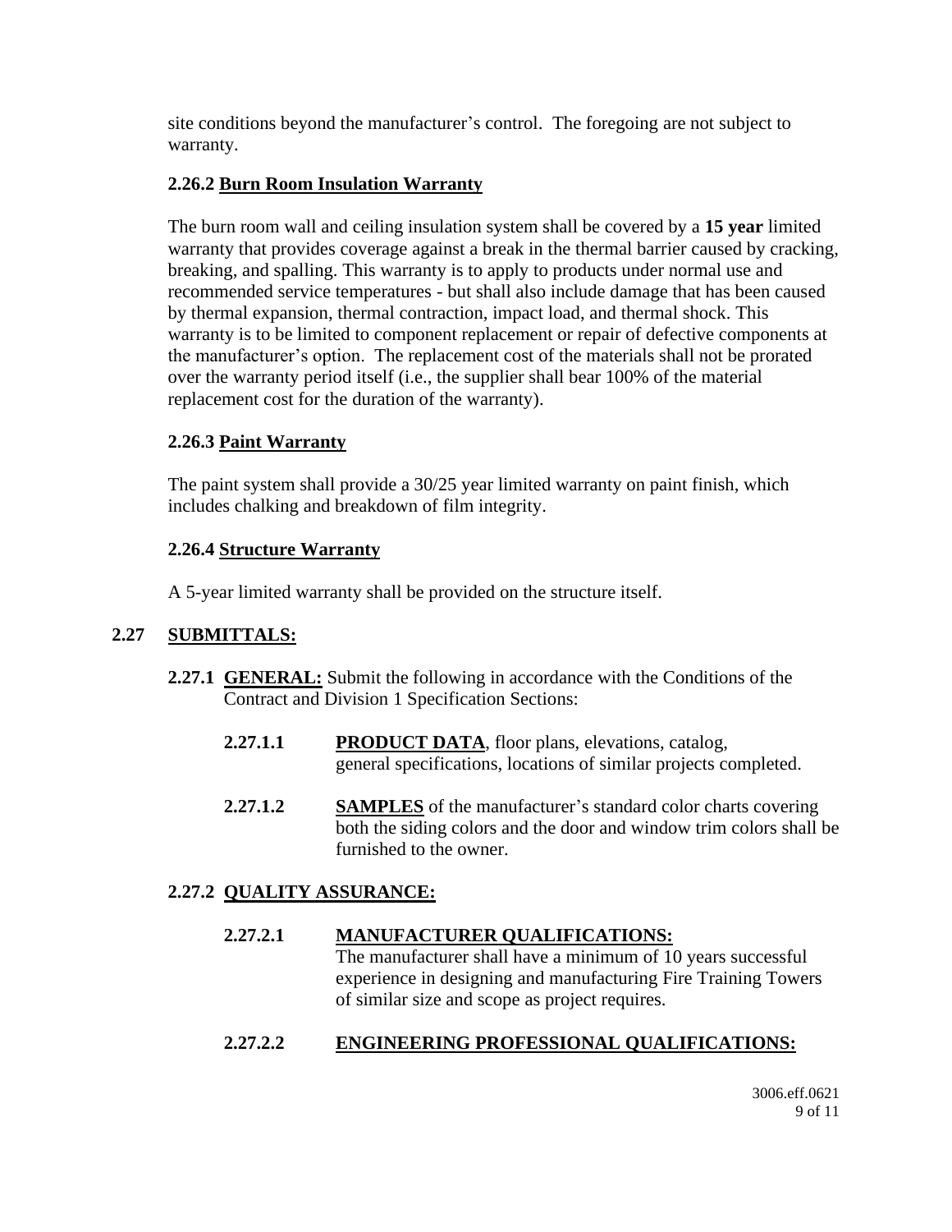site conditions beyond the manufacturer's control. The foregoing are not subject to warranty.

#### 2.26.2 Burn Room Insulation Warranty

The burn room wall and ceiling insulation system shall be covered by a **15 year** limited warranty that provides coverage against a break in the thermal barrier caused by cracking, breaking, and spalling. This warranty is to apply to products under normal use and recommended service temperatures - but shall also include damage that has been caused by thermal expansion, thermal contraction, impact load, and thermal shock. This warranty is to be limited to component replacement or repair of defective components at the manufacturer's option. The replacement cost of the materials shall not be prorated over the warranty period itself (i.e., the supplier shall bear 100% of the material replacement cost for the duration of the warranty).

#### 2.26.3 Paint Warranty

The paint system shall provide a 30/25 year limited warranty on paint finish, which includes chalking and breakdown of film integrity.

#### 2.26.4 Structure Warranty

A 5-year limited warranty shall be provided on the structure itself.

### 2.27 SUBMITTALS:

**2.27.1 GENERAL:** Submit the following in accordance with the Conditions of the Contract and Division 1 Specification Sections:

**2.27.1.1** **PRODUCT DATA**, floor plans, elevations, catalog, general specifications, locations of similar projects completed.

**2.27.1.2** **SAMPLES** of the manufacturer's standard color charts covering both the siding colors and the door and window trim colors shall be furnished to the owner.

#### 2.27.2 QUALITY ASSURANCE:

**2.27.2.1** **MANUFACTURER QUALIFICATIONS:**
The manufacturer shall have a minimum of 10 years successful experience in designing and manufacturing Fire Training Towers of similar size and scope as project requires.

**2.27.2.2** **ENGINEERING PROFESSIONAL QUALIFICATIONS:**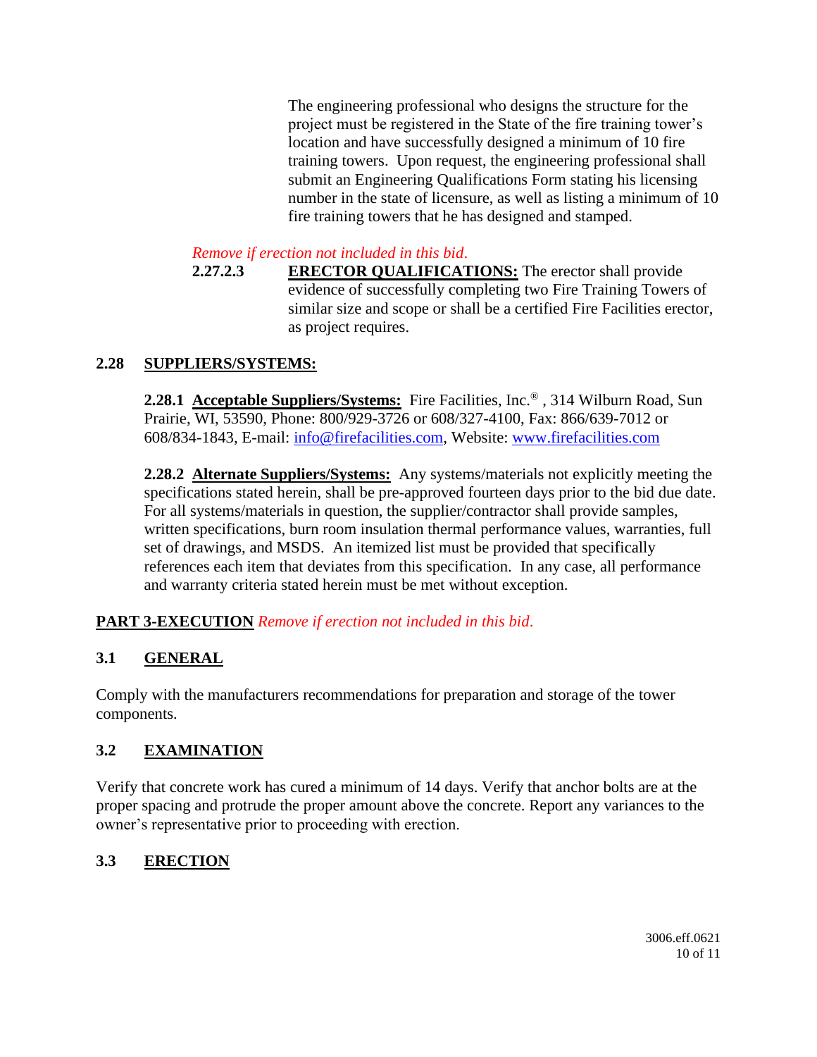The engineering professional who designs the structure for the project must be registered in the State of the fire training tower's location and have successfully designed a minimum of 10 fire training towers. Upon request, the engineering professional shall submit an Engineering Qualifications Form stating his licensing number in the state of licensure, as well as listing a minimum of 10 fire training towers that he has designed and stamped.

*Remove if erection not included in this bid.*

**2.27.2.3** **ERECTOR QUALIFICATIONS:** The erector shall provide evidence of successfully completing two Fire Training Towers of similar size and scope or shall be a certified Fire Facilities erector, as project requires.

## 2.28 SUPPLIERS/SYSTEMS:

**2.28.1 Acceptable Suppliers/Systems:** Fire Facilities, Inc.® , 314 Wilburn Road, Sun Prairie, WI, 53590, Phone: 800/929-3726 or 608/327-4100, Fax: 866/639-7012 or 608/834-1843, E-mail: info@firefacilities.com, Website: www.firefacilities.com

**2.28.2 Alternate Suppliers/Systems:** Any systems/materials not explicitly meeting the specifications stated herein, shall be pre-approved fourteen days prior to the bid due date. For all systems/materials in question, the supplier/contractor shall provide samples, written specifications, burn room insulation thermal performance values, warranties, full set of drawings, and MSDS. An itemized list must be provided that specifically references each item that deviates from this specification. In any case, all performance and warranty criteria stated herein must be met without exception.

# PART 3-EXECUTION *Remove if erection not included in this bid.*

## 3.1 GENERAL

Comply with the manufacturers recommendations for preparation and storage of the tower components.

## 3.2 EXAMINATION

Verify that concrete work has cured a minimum of 14 days. Verify that anchor bolts are at the proper spacing and protrude the proper amount above the concrete. Report any variances to the owner's representative prior to proceeding with erection.

## 3.3 ERECTION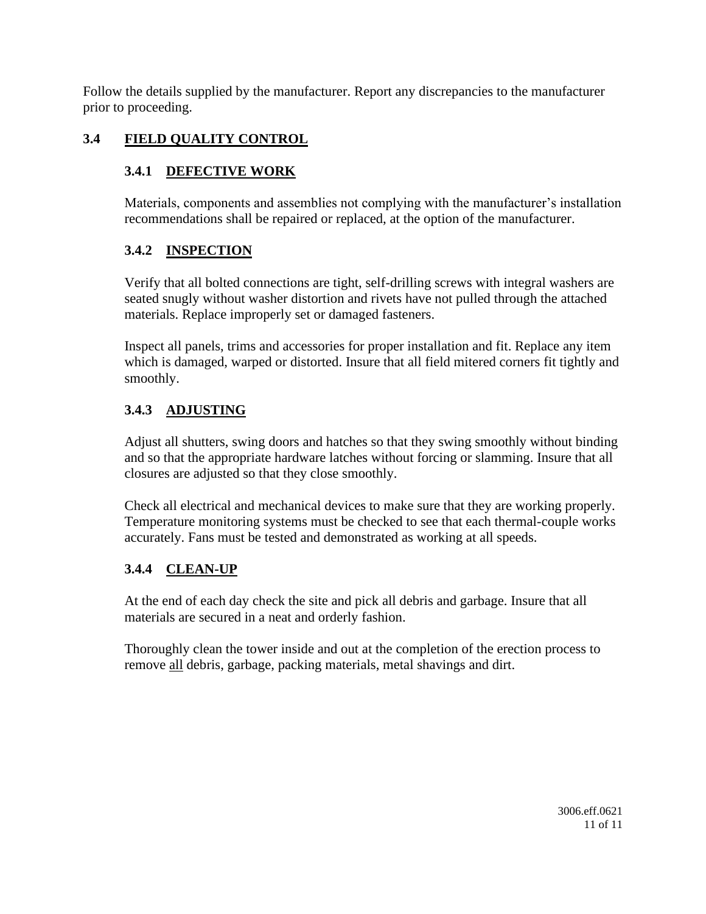Follow the details supplied by the manufacturer. Report any discrepancies to the manufacturer prior to proceeding.

## 3.4 FIELD QUALITY CONTROL

### 3.4.1 DEFECTIVE WORK

Materials, components and assemblies not complying with the manufacturer's installation recommendations shall be repaired or replaced, at the option of the manufacturer.

### 3.4.2 INSPECTION

Verify that all bolted connections are tight, self-drilling screws with integral washers are seated snugly without washer distortion and rivets have not pulled through the attached materials. Replace improperly set or damaged fasteners.

Inspect all panels, trims and accessories for proper installation and fit. Replace any item which is damaged, warped or distorted. Insure that all field mitered corners fit tightly and smoothly.

### 3.4.3 ADJUSTING

Adjust all shutters, swing doors and hatches so that they swing smoothly without binding and so that the appropriate hardware latches without forcing or slamming. Insure that all closures are adjusted so that they close smoothly.

Check all electrical and mechanical devices to make sure that they are working properly. Temperature monitoring systems must be checked to see that each thermal-couple works accurately. Fans must be tested and demonstrated as working at all speeds.

### 3.4.4 CLEAN-UP

At the end of each day check the site and pick all debris and garbage. Insure that all materials are secured in a neat and orderly fashion.

Thoroughly clean the tower inside and out at the completion of the erection process to remove <u>all</u> debris, garbage, packing materials, metal shavings and dirt.

3006.eff.0621